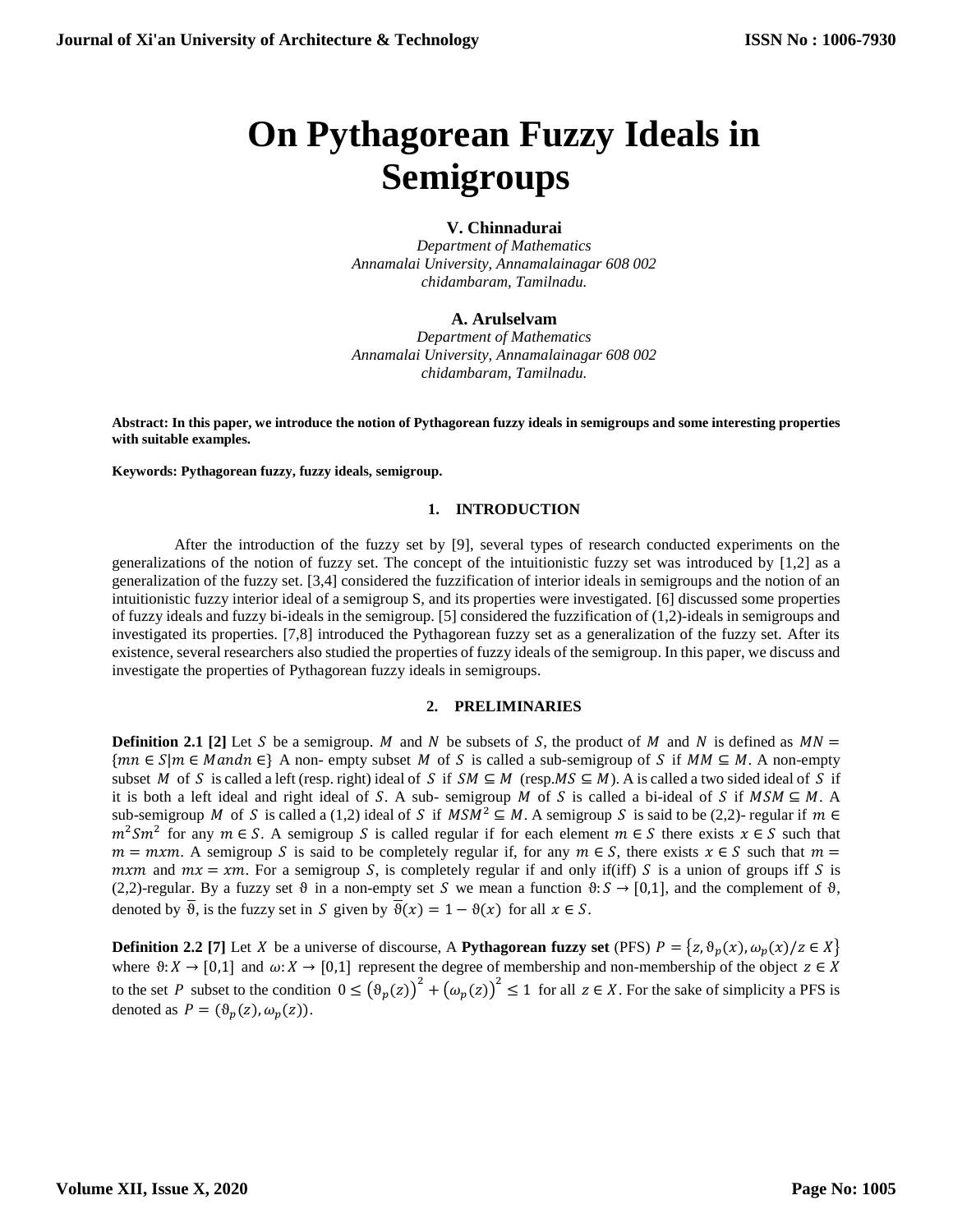# On Pythagorean Fuzzy Ideals in Semigroups

**V. Chinnadurai**

*Department of Mathematics*
*Annamalai University, Annamalainagar 608 002*
*chidambaram, Tamilnadu.*

**A. Arulselvam**

*Department of Mathematics*
*Annamalai University, Annamalainagar 608 002*
*chidambaram, Tamilnadu.*

**Abstract: In this paper, we introduce the notion of Pythagorean fuzzy ideals in semigroups and some interesting properties with suitable examples.**

**Keywords: Pythagorean fuzzy, fuzzy ideals, semigroup.**

## 1. INTRODUCTION

After the introduction of the fuzzy set by [9], several types of research conducted experiments on the generalizations of the notion of fuzzy set. The concept of the intuitionistic fuzzy set was introduced by [1,2] as a generalization of the fuzzy set. [3,4] considered the fuzzification of interior ideals in semigroups and the notion of an intuitionistic fuzzy interior ideal of a semigroup S, and its properties were investigated. [6] discussed some properties of fuzzy ideals and fuzzy bi-ideals in the semigroup. [5] considered the fuzzification of (1,2)-ideals in semigroups and investigated its properties. [7,8] introduced the Pythagorean fuzzy set as a generalization of the fuzzy set. After its existence, several researchers also studied the properties of fuzzy ideals of the semigroup. In this paper, we discuss and investigate the properties of Pythagorean fuzzy ideals in semigroups.

## 2. PRELIMINARIES

**Definition 2.1 [2]** Let $S$ be a semigroup. $M$ and $N$ be subsets of $S$, the product of $M$ and $N$ is defined as $MN = \{mn \in S | m \in M and n \in\}$ A non- empty subset $M$ of $S$ is called a sub-semigroup of $S$ if $MM \subseteq M$. A non-empty subset $M$ of $S$ is called a left (resp. right) ideal of $S$ if $SM \subseteq M$ (resp.$MS \subseteq M$). A is called a two sided ideal of $S$ if it is both a left ideal and right ideal of $S$. A sub- semigroup $M$ of $S$ is called a bi-ideal of $S$ if $MSM \subseteq M$. A sub-semigroup $M$ of $S$ is called a (1,2) ideal of $S$ if $MSM^2 \subseteq M$. A semigroup $S$ is said to be (2,2)- regular if $m \in m^2Sm^2$ for any $m \in S$. A semigroup $S$ is called regular if for each element $m \in S$ there exists $x \in S$ such that $m = mxm$. A semigroup $S$ is said to be completely regular if, for any $m \in S$, there exists $x \in S$ such that $m = mxm$ and $mx = xm$. For a semigroup $S$, is completely regular if and only if(iff) $S$ is a union of groups iff $S$ is (2,2)-regular. By a fuzzy set $\vartheta$ in a non-empty set $S$ we mean a function $\vartheta: S \to [0,1]$, and the complement of $\vartheta$, denoted by $\overline{\vartheta}$, is the fuzzy set in $S$ given by $\overline{\vartheta}(x) = 1 - \vartheta(x)$ for all $x \in S$.

**Definition 2.2 [7]** Let $X$ be a universe of discourse, A **Pythagorean fuzzy set** (PFS) $P = \{z, \vartheta_p(x), \omega_p(x)/z \in X\}$ where $\vartheta: X \to [0,1]$ and $\omega: X \to [0,1]$ represent the degree of membership and non-membership of the object $z \in X$ to the set $P$ subset to the condition $0 \leq (\vartheta_p(z))^2 + (\omega_p(z))^2 \leq 1$ for all $z \in X$. For the sake of simplicity a PFS is denoted as $P = (\vartheta_p(z), \omega_p(z))$.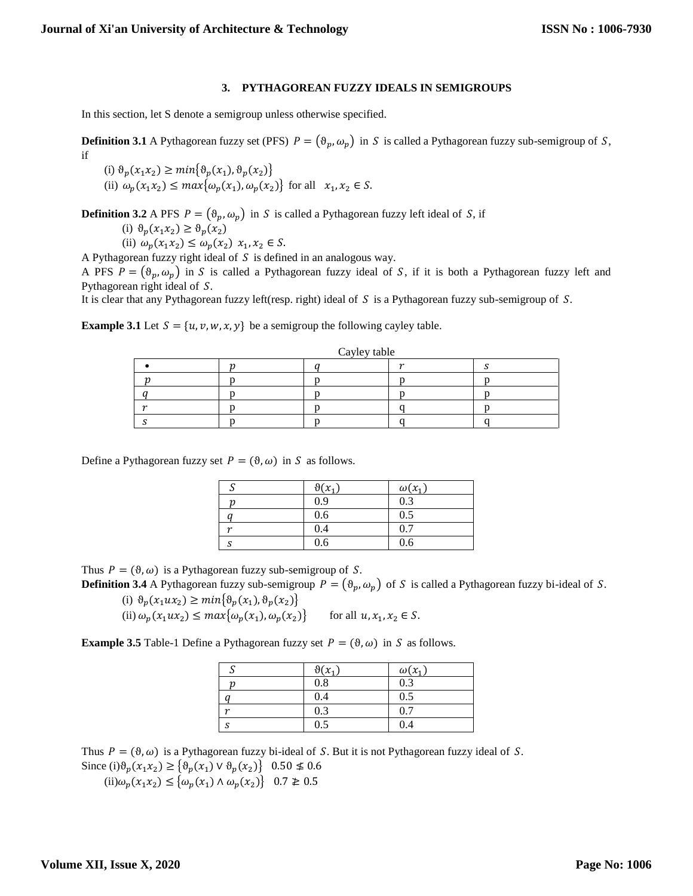### 3. PYTHAGOREAN FUZZY IDEALS IN SEMIGROUPS

In this section, let S denote a semigroup unless otherwise specified.

**Definition 3.1** A Pythagorean fuzzy set (PFS) $P = (\vartheta_p, \omega_p)$ in $S$ is called a Pythagorean fuzzy sub-semigroup of $S$, if

(i) $\vartheta_p(x_1x_2) \geq min\{\vartheta_p(x_1), \vartheta_p(x_2)\}$

(ii) $\omega_p(x_1x_2) \leq max\{\omega_p(x_1), \omega_p(x_2)\}$ for all $x_1, x_2 \in S$.

**Definition 3.2** A PFS $P = (\vartheta_p, \omega_p)$ in $S$ is called a Pythagorean fuzzy left ideal of $S$, if

(i) $\vartheta_p(x_1x_2) \geq \vartheta_p(x_2)$

(ii) $\omega_p(x_1x_2) \leq \omega_p(x_2)$ $x_1, x_2 \in S$.

A Pythagorean fuzzy right ideal of $S$ is defined in an analogous way.

A PFS $P = (\vartheta_p, \omega_p)$ in $S$ is called a Pythagorean fuzzy ideal of $S$, if it is both a Pythagorean fuzzy left and Pythagorean right ideal of $S$.

It is clear that any Pythagorean fuzzy left(resp. right) ideal of $S$ is a Pythagorean fuzzy sub-semigroup of $S$.

**Example 3.1** Let $S = \{u, v, w, x, y\}$ be a semigroup the following cayley table.

Cayley table

| • | $p$ | $q$ | $r$ | $s$ |
|---|---|---|---|---|
| $p$ | p | p | p | p |
| $q$ | p | p | p | p |
| $r$ | p | p | q | p |
| $s$ | p | p | q | q |

Define a Pythagorean fuzzy set $P = (\vartheta, \omega)$ in $S$ as follows.

| $S$ | $\vartheta(x_1)$ | $\omega(x_1)$ |
|---|---|---|
| $p$ | 0.9 | 0.3 |
| $q$ | 0.6 | 0.5 |
| $r$ | 0.4 | 0.7 |
| $s$ | 0.6 | 0.6 |

Thus $P = (\vartheta, \omega)$ is a Pythagorean fuzzy sub-semigroup of $S$.

**Definition 3.4** A Pythagorean fuzzy sub-semigroup $P = (\vartheta_p, \omega_p)$ of $S$ is called a Pythagorean fuzzy bi-ideal of $S$.

(i) $\vartheta_p(x_1ux_2) \geq min\{\vartheta_p(x_1), \vartheta_p(x_2)\}$

(ii) $\omega_p(x_1ux_2) \leq max\{\omega_p(x_1), \omega_p(x_2)\}$ for all $u, x_1, x_2 \in S$.

**Example 3.5** Table-1 Define a Pythagorean fuzzy set $P = (\vartheta, \omega)$ in $S$ as follows.

| $S$ | $\vartheta(x_1)$ | $\omega(x_1)$ |
|---|---|---|
| $p$ | 0.8 | 0.3 |
| $q$ | 0.4 | 0.5 |
| $r$ | 0.3 | 0.7 |
| $s$ | 0.5 | 0.4 |

Thus $P = (\vartheta, \omega)$ is a Pythagorean fuzzy bi-ideal of $S$. But it is not Pythagorean fuzzy ideal of $S$.

Since (i)$\vartheta_p(x_1x_2) \geq \{\vartheta_p(x_1) \vee \vartheta_p(x_2)\}$ $0.50 \not\leq 0.6$

(ii)$\omega_p(x_1x_2) \leq \{\omega_p(x_1) \wedge \omega_p(x_2)\}$ $0.7 \not\geq 0.5$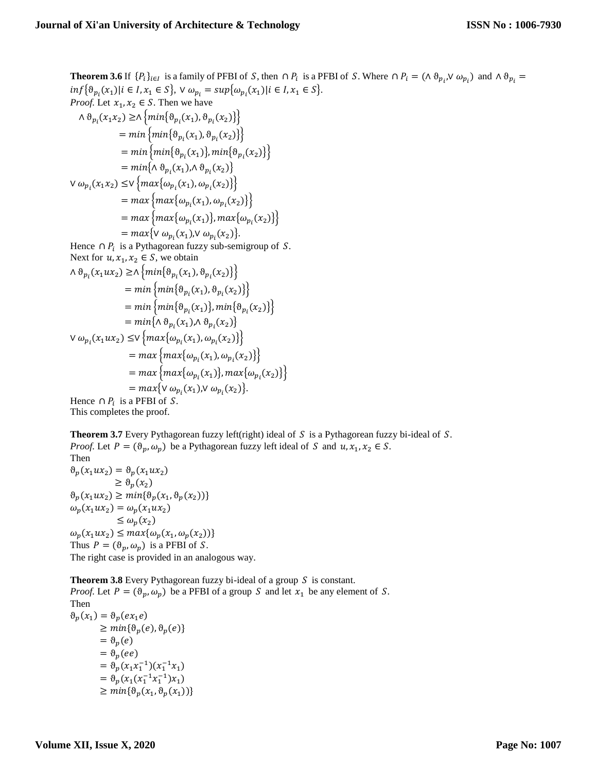**Theorem 3.6** If $\{P_i\}_{i\in I}$ is a family of PFBI of $S$, then $\cap P_i$ is a PFBI of $S$. Where $\cap P_i = (\wedge \vartheta_{p_i}, \vee \omega_{p_i})$ and $\wedge \vartheta_{p_i} = inf\{\vartheta_{p_i}(x_1) | i \in I, x_1 \in S\}$, $\vee \omega_{p_i} = sup\{\omega_{p_i}(x_1) | i \in I, x_1 \in S\}$.

*Proof.* Let $x_1, x_2 \in S$. Then we have

$$
\begin{aligned}
\wedge \vartheta_{p_i}(x_1x_2) &\geq \wedge \left\{min\{\vartheta_{p_i}(x_1), \vartheta_{p_i}(x_2)\}\right\} \\
&= min\left\{min\{\vartheta_{p_i}(x_1), \vartheta_{p_i}(x_2)\}\right\} \\
&= min\left\{min\{\vartheta_{p_i}(x_1)\}, min\{\vartheta_{p_i}(x_2)\}\right\} \\
&= min\{\wedge \vartheta_{p_i}(x_1), \wedge \vartheta_{p_i}(x_2)\}
\end{aligned}
$$

$$
\begin{aligned}
\vee \omega_{p_i}(x_1x_2) &\leq \vee \left\{max\{\omega_{p_i}(x_1), \omega_{p_i}(x_2)\}\right\} \\
&= max\left\{max\{\omega_{p_i}(x_1), \omega_{p_i}(x_2)\}\right\} \\
&= max\left\{max\{\omega_{p_i}(x_1)\}, max\{\omega_{p_i}(x_2)\}\right\} \\
&= max\{\vee \omega_{p_i}(x_1), \vee \omega_{p_i}(x_2)\}.
\end{aligned}
$$

Hence $\cap P_i$ is a Pythagorean fuzzy sub-semigroup of $S$.

Next for $u, x_1, x_2 \in S$, we obtain

$$
\begin{aligned}
\wedge \vartheta_{p_i}(x_1ux_2) &\geq \wedge \left\{min\{\vartheta_{p_i}(x_1), \vartheta_{p_i}(x_2)\}\right\} \\
&= min\left\{min\{\vartheta_{p_i}(x_1), \vartheta_{p_i}(x_2)\}\right\} \\
&= min\left\{min\{\vartheta_{p_i}(x_1)\}, min\{\vartheta_{p_i}(x_2)\}\right\} \\
&= min\{\wedge \vartheta_{p_i}(x_1), \wedge \vartheta_{p_i}(x_2)\}
\end{aligned}
$$

$$
\begin{aligned}
\vee \omega_{p_i}(x_1ux_2) &\leq \vee \left\{max\{\omega_{p_i}(x_1), \omega_{p_i}(x_2)\}\right\} \\
&= max\left\{max\{\omega_{p_i}(x_1), \omega_{p_i}(x_2)\}\right\} \\
&= max\left\{max\{\omega_{p_i}(x_1)\}, max\{\omega_{p_i}(x_2)\}\right\} \\
&= max\{\vee \omega_{p_i}(x_1), \vee \omega_{p_i}(x_2)\}.
\end{aligned}
$$

Hence $\cap P_i$ is a PFBI of $S$.

This completes the proof.

**Theorem 3.7** Every Pythagorean fuzzy left(right) ideal of $S$ is a Pythagorean fuzzy bi-ideal of $S$.

*Proof.* Let $P = (\vartheta_p, \omega_p)$ be a Pythagorean fuzzy left ideal of $S$ and $u, x_1, x_2 \in S$.

Then

$$
\begin{aligned}
\vartheta_p(x_1ux_2) &= \vartheta_p(x_1ux_2) \\
&\geq \vartheta_p(x_2)
\end{aligned}
$$

$$\vartheta_p(x_1ux_2) \geq min\{\vartheta_p(x_1, \vartheta_p(x_2))\}$$

$$
\begin{aligned}
\omega_p(x_1ux_2) &= \omega_p(x_1ux_2) \\
&\leq \omega_p(x_2)
\end{aligned}
$$

$$\omega_p(x_1ux_2) \leq max\{\omega_p(x_1, \omega_p(x_2))\}$$

Thus $P = (\vartheta_p, \omega_p)$ is a PFBI of $S$.

The right case is provided in an analogous way.

**Theorem 3.8** Every Pythagorean fuzzy bi-ideal of a group $S$ is constant.

*Proof.* Let $P = (\vartheta_p, \omega_p)$ be a PFBI of a group $S$ and let $x_1$ be any element of $S$.

Then

$$
\begin{aligned}
\vartheta_p(x_1) &= \vartheta_p(ex_1e) \\
&\geq min\{\vartheta_p(e), \vartheta_p(e)\} \\
&= \vartheta_p(e) \\
&= \vartheta_p(ee) \\
&= \vartheta_p(x_1x_1^{-1})(x_1^{-1}x_1) \\
&= \vartheta_p(x_1(x_1^{-1}x_1^{-1})x_1) \\
&\geq min\{\vartheta_p(x_1, \vartheta_p(x_1))\}
\end{aligned}
$$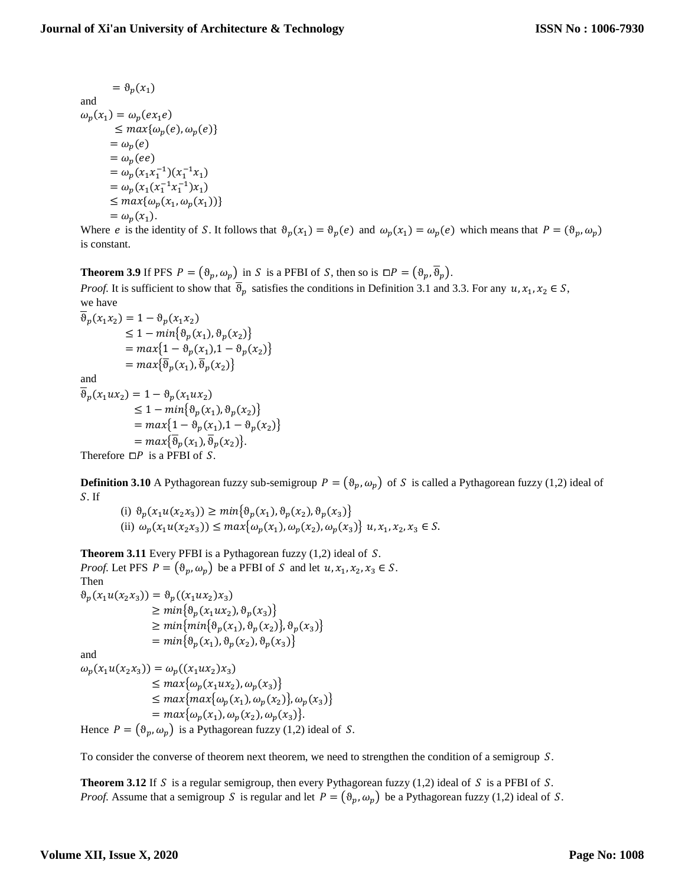$$
\begin{aligned}
&= \vartheta_p(x_1)
\end{aligned}
$$

and

$$
\begin{aligned}
\omega_p(x_1) &= \omega_p(ex_1e) \\
&\leq max\{\omega_p(e), \omega_p(e)\} \\
&= \omega_p(e) \\
&= \omega_p(ee) \\
&= \omega_p(x_1x_1^{-1})(x_1^{-1}x_1) \\
&= \omega_p(x_1(x_1^{-1}x_1^{-1})x_1) \\
&\leq max\{\omega_p(x_1, \omega_p(x_1))\} \\
&= \omega_p(x_1).
\end{aligned}
$$

Where $e$ is the identity of $S$. It follows that $\vartheta_p(x_1) = \vartheta_p(e)$ and $\omega_p(x_1) = \omega_p(e)$ which means that $P = (\vartheta_p, \omega_p)$ is constant.

**Theorem 3.9** If PFS $P = (\vartheta_p, \omega_p)$ in $S$ is a PFBI of $S$, then so is $\square P = (\vartheta_p, \overline{\vartheta}_p)$.

*Proof.* It is sufficient to show that $\overline{\vartheta}_p$ satisfies the conditions in Definition 3.1 and 3.3. For any $u, x_1, x_2 \in S$, we have

$$
\begin{aligned}
\overline{\vartheta}_p(x_1x_2) &= 1 - \vartheta_p(x_1x_2) \\
&\leq 1 - min\{\vartheta_p(x_1), \vartheta_p(x_2)\} \\
&= max\{1 - \vartheta_p(x_1), 1 - \vartheta_p(x_2)\} \\
&= max\{\overline{\vartheta}_p(x_1), \overline{\vartheta}_p(x_2)\}
\end{aligned}
$$

and

$$
\begin{aligned}
\overline{\vartheta}_p(x_1ux_2) &= 1 - \vartheta_p(x_1ux_2) \\
&\leq 1 - min\{\vartheta_p(x_1), \vartheta_p(x_2)\} \\
&= max\{1 - \vartheta_p(x_1), 1 - \vartheta_p(x_2)\} \\
&= max\{\overline{\vartheta}_p(x_1), \overline{\vartheta}_p(x_2)\}.
\end{aligned}
$$

Therefore $\square P$ is a PFBI of $S$.

**Definition 3.10** A Pythagorean fuzzy sub-semigroup $P = (\vartheta_p, \omega_p)$ of $S$ is called a Pythagorean fuzzy (1,2) ideal of $S$. If

(i) $\vartheta_p(x_1u(x_2x_3)) \geq min\{\vartheta_p(x_1), \vartheta_p(x_2), \vartheta_p(x_3)\}$

(ii) $\omega_p(x_1u(x_2x_3)) \leq max\{\omega_p(x_1), \omega_p(x_2), \omega_p(x_3)\}$ $u, x_1, x_2, x_3 \in S$.

**Theorem 3.11** Every PFBI is a Pythagorean fuzzy (1,2) ideal of $S$.

*Proof.* Let PFS $P = (\vartheta_p, \omega_p)$ be a PFBI of $S$ and let $u, x_1, x_2, x_3 \in S$.

Then

$$
\begin{aligned}
\vartheta_p(x_1u(x_2x_3)) &= \vartheta_p((x_1ux_2)x_3) \\
&\geq min\{\vartheta_p(x_1ux_2), \vartheta_p(x_3)\} \\
&\geq min\{min\{\vartheta_p(x_1), \vartheta_p(x_2)\}, \vartheta_p(x_3)\} \\
&= min\{\vartheta_p(x_1), \vartheta_p(x_2), \vartheta_p(x_3)\}
\end{aligned}
$$

and

$$
\begin{aligned}
\omega_p(x_1u(x_2x_3)) &= \omega_p((x_1ux_2)x_3) \\
&\leq max\{\omega_p(x_1ux_2), \omega_p(x_3)\} \\
&\leq max\{max\{\omega_p(x_1), \omega_p(x_2)\}, \omega_p(x_3)\} \\
&= max\{\omega_p(x_1), \omega_p(x_2), \omega_p(x_3)\}.
\end{aligned}
$$

Hence $P = (\vartheta_p, \omega_p)$ is a Pythagorean fuzzy (1,2) ideal of $S$.

To consider the converse of theorem next theorem, we need to strengthen the condition of a semigroup $S$.

**Theorem 3.12** If $S$ is a regular semigroup, then every Pythagorean fuzzy (1,2) ideal of $S$ is a PFBI of $S$.

*Proof.* Assume that a semigroup $S$ is regular and let $P = (\vartheta_p, \omega_p)$ be a Pythagorean fuzzy (1,2) ideal of $S$.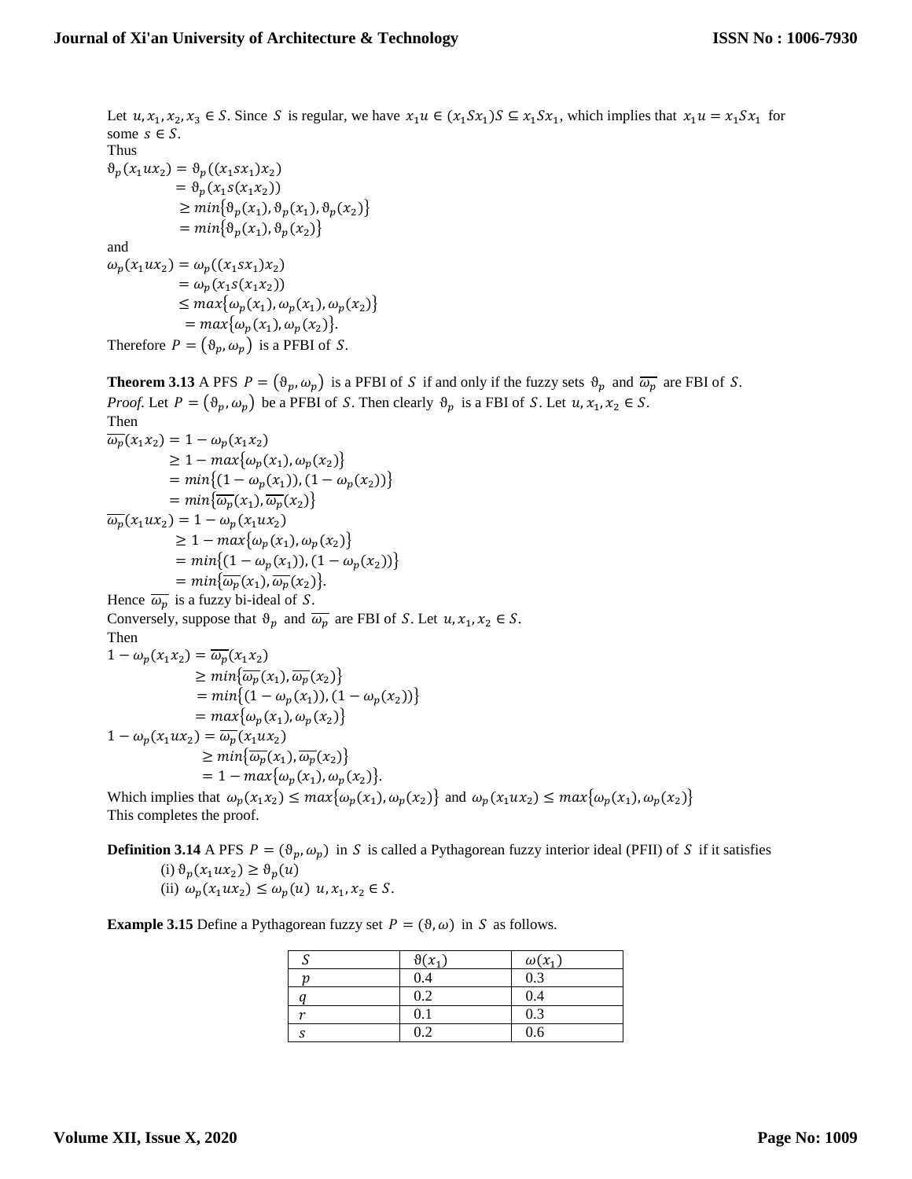Let $u, x_1, x_2, x_3 \in S$. Since $S$ is regular, we have $x_1 u \in (x_1 S x_1) S \subseteq x_1 S x_1$, which implies that $x_1 u = x_1 S x_1$ for some $s \in S$.

Thus

$$
\begin{aligned}
\vartheta_p(x_1 u x_2) &= \vartheta_p((x_1 s x_1) x_2) \\
&= \vartheta_p(x_1 s (x_1 x_2)) \\
&\geq min\{\vartheta_p(x_1), \vartheta_p(x_1), \vartheta_p(x_2)\} \\
&= min\{\vartheta_p(x_1), \vartheta_p(x_2)\}
\end{aligned}
$$

and

$$
\begin{aligned}
\omega_p(x_1 u x_2) &= \omega_p((x_1 s x_1) x_2) \\
&= \omega_p(x_1 s (x_1 x_2)) \\
&\leq max\{\omega_p(x_1), \omega_p(x_1), \omega_p(x_2)\} \\
&= max\{\omega_p(x_1), \omega_p(x_2)\}.
\end{aligned}
$$

Therefore $P = (\vartheta_p, \omega_p)$ is a PFBI of $S$.

**Theorem 3.13** A PFS $P = (\vartheta_p, \omega_p)$ is a PFBI of $S$ if and only if the fuzzy sets $\vartheta_p$ and $\overline{\omega_p}$ are FBI of $S$.

*Proof.* Let $P = (\vartheta_p, \omega_p)$ be a PFBI of $S$. Then clearly $\vartheta_p$ is a FBI of $S$. Let $u, x_1, x_2 \in S$.

Then

$$
\begin{aligned}
\overline{\omega_p}(x_1 x_2) &= 1 - \omega_p(x_1 x_2) \\
&\geq 1 - max\{\omega_p(x_1), \omega_p(x_2)\} \\
&= min\{(1 - \omega_p(x_1)), (1 - \omega_p(x_2))\} \\
&= min\{\overline{\omega_p}(x_1), \overline{\omega_p}(x_2)\}
\end{aligned}
$$

$$
\begin{aligned}
\overline{\omega_p}(x_1 u x_2) &= 1 - \omega_p(x_1 u x_2) \\
&\geq 1 - max\{\omega_p(x_1), \omega_p(x_2)\} \\
&= min\{(1 - \omega_p(x_1)), (1 - \omega_p(x_2))\} \\
&= min\{\overline{\omega_p}(x_1), \overline{\omega_p}(x_2)\}.
\end{aligned}
$$

Hence $\overline{\omega_p}$ is a fuzzy bi-ideal of $S$.

Conversely, suppose that $\vartheta_p$ and $\overline{\omega_p}$ are FBI of $S$. Let $u, x_1, x_2 \in S$.

Then

$$
\begin{aligned}
1 - \omega_p(x_1 x_2) &= \overline{\omega_p}(x_1 x_2) \\
&\geq min\{\overline{\omega_p}(x_1), \overline{\omega_p}(x_2)\} \\
&= min\{(1 - \omega_p(x_1)), (1 - \omega_p(x_2))\} \\
&= max\{\omega_p(x_1), \omega_p(x_2)\}
\end{aligned}
$$

$$
\begin{aligned}
1 - \omega_p(x_1 u x_2) &= \overline{\omega_p}(x_1 u x_2) \\
&\geq min\{\overline{\omega_p}(x_1), \overline{\omega_p}(x_2)\} \\
&= 1 - max\{\omega_p(x_1), \omega_p(x_2)\}.
\end{aligned}
$$

Which implies that $\omega_p(x_1 x_2) \leq max\{\omega_p(x_1), \omega_p(x_2)\}$ and $\omega_p(x_1 u x_2) \leq max\{\omega_p(x_1), \omega_p(x_2)\}$

This completes the proof.

**Definition 3.14** A PFS $P = (\vartheta_p, \omega_p)$ in $S$ is called a Pythagorean fuzzy interior ideal (PFII) of $S$ if it satisfies

(i) $\vartheta_p(x_1 u x_2) \geq \vartheta_p(u)$

(ii) $\omega_p(x_1 u x_2) \leq \omega_p(u)$ $u, x_1, x_2 \in S$.

**Example 3.15** Define a Pythagorean fuzzy set $P = (\vartheta, \omega)$ in $S$ as follows.

| $S$ | $\vartheta(x_1)$ | $\omega(x_1)$ |
|---|---|---|
| $p$ | 0.4 | 0.3 |
| $q$ | 0.2 | 0.4 |
| $r$ | 0.1 | 0.3 |
| $s$ | 0.2 | 0.6 |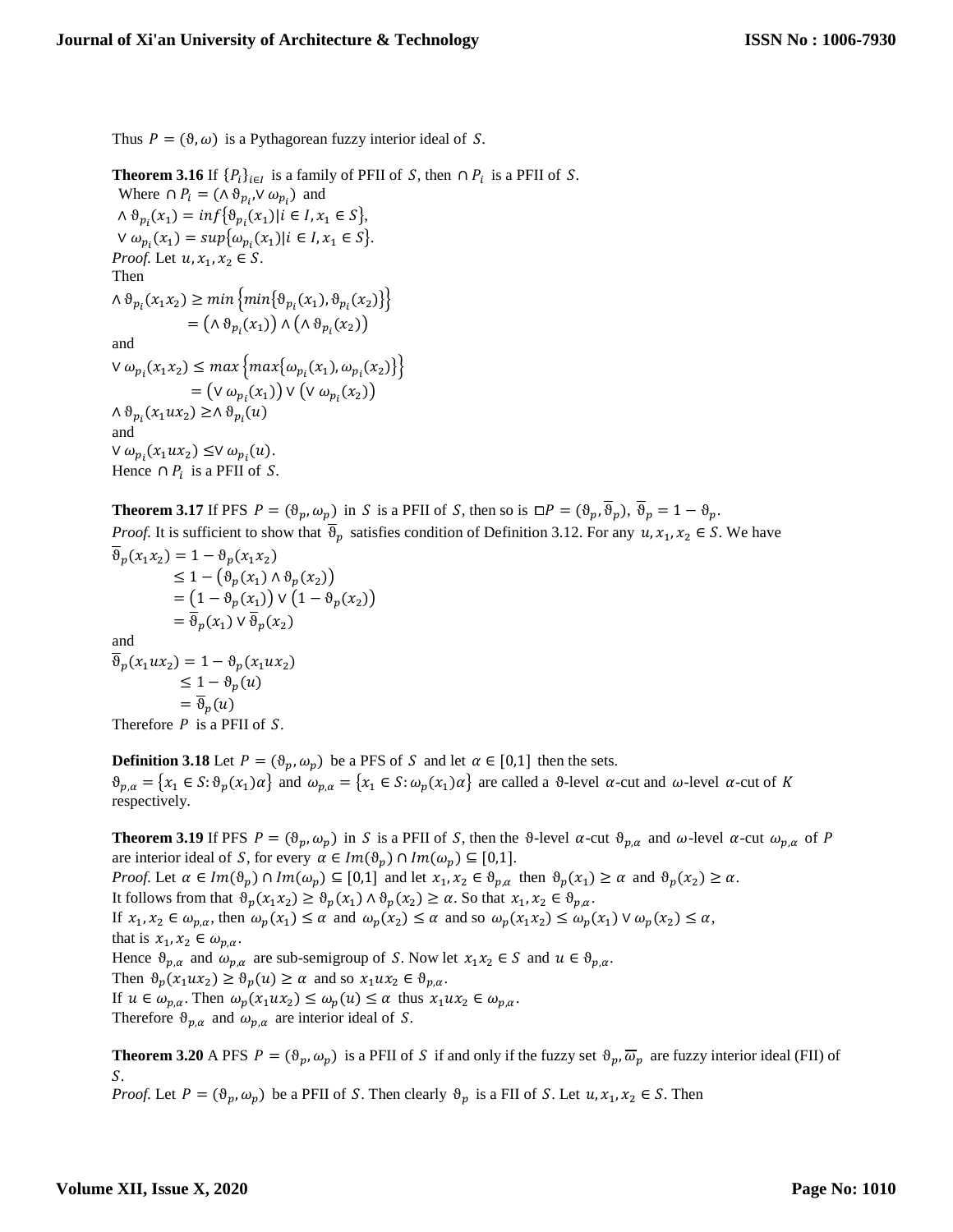Thus $P = (\vartheta, \omega)$ is a Pythagorean fuzzy interior ideal of $S$.

**Theorem 3.16** If $\{P_i\}_{i \in I}$ is a family of PFII of $S$, then $\cap P_i$ is a PFII of $S$.
Where $\cap P_i = (\wedge \vartheta_{p_i}, \vee \omega_{p_i})$ and
$\wedge \vartheta_{p_i}(x_1) = inf\{\vartheta_{p_i}(x_1) | i \in I, x_1 \in S\}$,
$\vee \omega_{p_i}(x_1) = sup\{\omega_{p_i}(x_1) | i \in I, x_1 \in S\}$.
*Proof.* Let $u, x_1, x_2 \in S$.
Then

$$\wedge \vartheta_{p_i}(x_1 x_2) \geq min\left\{min\{\vartheta_{p_i}(x_1), \vartheta_{p_i}(x_2)\}\right\}$$
$$= (\wedge \vartheta_{p_i}(x_1)) \wedge (\wedge \vartheta_{p_i}(x_2))$$

and

$$\vee \omega_{p_i}(x_1 x_2) \leq max\left\{max\{\omega_{p_i}(x_1), \omega_{p_i}(x_2)\}\right\}$$
$$= (\vee \omega_{p_i}(x_1)) \vee (\vee \omega_{p_i}(x_2))$$
$$\wedge \vartheta_{p_i}(x_1 u x_2) \geq \wedge \vartheta_{p_i}(u)$$

and

$$\vee \omega_{p_i}(x_1 u x_2) \leq \vee \omega_{p_i}(u).$$

Hence $\cap P_i$ is a PFII of $S$.

**Theorem 3.17** If PFS $P = (\vartheta_p, \omega_p)$ in $S$ is a PFII of $S$, then so is $\square P = (\vartheta_p, \overline{\vartheta}_p)$, $\overline{\vartheta}_p = 1 - \vartheta_p$.
*Proof.* It is sufficient to show that $\overline{\vartheta}_p$ satisfies condition of Definition 3.12. For any $u, x_1, x_2 \in S$. We have

$$\overline{\vartheta}_p(x_1 x_2) = 1 - \vartheta_p(x_1 x_2)$$
$$\leq 1 - (\vartheta_p(x_1) \wedge \vartheta_p(x_2))$$
$$= (1 - \vartheta_p(x_1)) \vee (1 - \vartheta_p(x_2))$$
$$= \overline{\vartheta}_p(x_1) \vee \overline{\vartheta}_p(x_2)$$

and

$$\overline{\vartheta}_p(x_1 u x_2) = 1 - \vartheta_p(x_1 u x_2)$$
$$\leq 1 - \vartheta_p(u)$$
$$= \overline{\vartheta}_p(u)$$

Therefore $P$ is a PFII of $S$.

**Definition 3.18** Let $P = (\vartheta_p, \omega_p)$ be a PFS of $S$ and let $\alpha \in [0,1]$ then the sets.
$\vartheta_{p,\alpha} = \{x_1 \in S: \vartheta_p(x_1)\alpha\}$ and $\omega_{p,\alpha} = \{x_1 \in S: \omega_p(x_1)\alpha\}$ are called a $\vartheta$-level $\alpha$-cut and $\omega$-level $\alpha$-cut of $K$ respectively.

**Theorem 3.19** If PFS $P = (\vartheta_p, \omega_p)$ in $S$ is a PFII of $S$, then the $\vartheta$-level $\alpha$-cut $\vartheta_{p,\alpha}$ and $\omega$-level $\alpha$-cut $\omega_{p,\alpha}$ of $P$ are interior ideal of $S$, for every $\alpha \in Im(\vartheta_p) \cap Im(\omega_p) \subseteq [0,1]$.
*Proof.* Let $\alpha \in Im(\vartheta_p) \cap Im(\omega_p) \subseteq [0,1]$ and let $x_1, x_2 \in \vartheta_{p,\alpha}$ then $\vartheta_p(x_1) \geq \alpha$ and $\vartheta_p(x_2) \geq \alpha$.
It follows from that $\vartheta_p(x_1 x_2) \geq \vartheta_p(x_1) \wedge \vartheta_p(x_2) \geq \alpha$. So that $x_1, x_2 \in \vartheta_{p,\alpha}$.
If $x_1, x_2 \in \omega_{p,\alpha}$, then $\omega_p(x_1) \leq \alpha$ and $\omega_p(x_2) \leq \alpha$ and so $\omega_p(x_1 x_2) \leq \omega_p(x_1) \vee \omega_p(x_2) \leq \alpha$,
that is $x_1, x_2 \in \omega_{p,\alpha}$.
Hence $\vartheta_{p,\alpha}$ and $\omega_{p,\alpha}$ are sub-semigroup of $S$. Now let $x_1 x_2 \in S$ and $u \in \vartheta_{p,\alpha}$.
Then $\vartheta_p(x_1 u x_2) \geq \vartheta_p(u) \geq \alpha$ and so $x_1 u x_2 \in \vartheta_{p,\alpha}$.
If $u \in \omega_{p,\alpha}$. Then $\omega_p(x_1 u x_2) \leq \omega_p(u) \leq \alpha$ thus $x_1 u x_2 \in \omega_{p,\alpha}$.
Therefore $\vartheta_{p,\alpha}$ and $\omega_{p,\alpha}$ are interior ideal of $S$.

**Theorem 3.20** A PFS $P = (\vartheta_p, \omega_p)$ is a PFII of $S$ if and only if the fuzzy set $\vartheta_p, \overline{\omega}_p$ are fuzzy interior ideal (FII) of $S$.
*Proof.* Let $P = (\vartheta_p, \omega_p)$ be a PFII of $S$. Then clearly $\vartheta_p$ is a FII of $S$. Let $u, x_1, x_2 \in S$. Then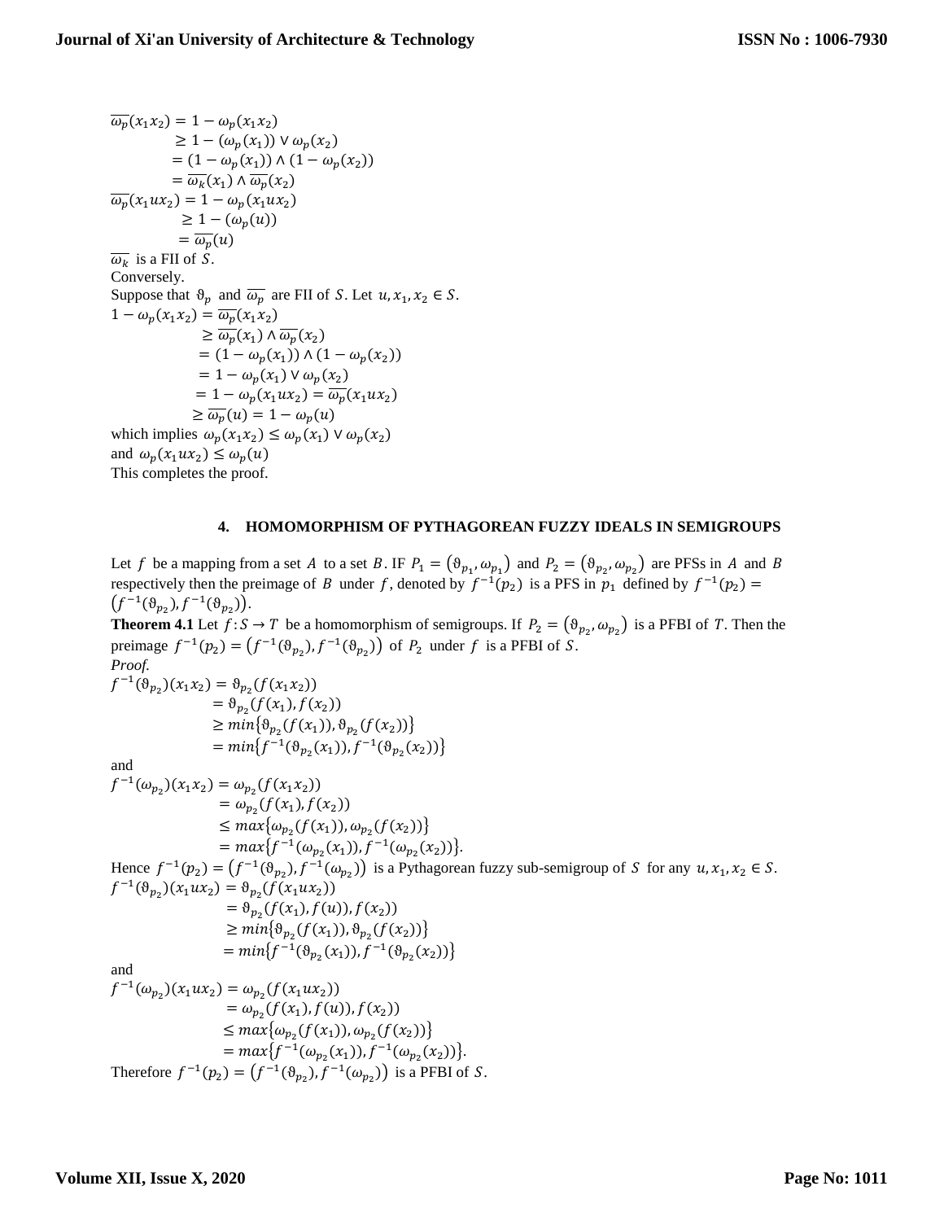$$
\begin{aligned}
\overline{\omega_p}(x_1x_2) &= 1-\omega_p(x_1x_2)\\
&\geq 1-(\omega_p(x_1))\vee\omega_p(x_2)\\
&= (1-\omega_p(x_1))\wedge(1-\omega_p(x_2))\\
&= \overline{\omega_k}(x_1)\wedge\overline{\omega_p}(x_2)
\end{aligned}
$$

$$
\begin{aligned}
\overline{\omega_p}(x_1ux_2) &= 1-\omega_p(x_1ux_2)\\
&\geq 1-(\omega_p(u))\\
&= \overline{\omega_p}(u)
\end{aligned}
$$

$\overline{\omega_k}$ is a FII of $S$.

Conversely.

Suppose that $\vartheta_p$ and $\overline{\omega_p}$ are FII of $S$. Let $u, x_1, x_2 \in S$.

$$
\begin{aligned}
1-\omega_p(x_1x_2) &= \overline{\omega_p}(x_1x_2)\\
&\geq \overline{\omega_p}(x_1)\wedge\overline{\omega_p}(x_2)\\
&= (1-\omega_p(x_1))\wedge(1-\omega_p(x_2))\\
&= 1-\omega_p(x_1)\vee\omega_p(x_2)\\
&= 1-\omega_p(x_1ux_2) = \overline{\omega_p}(x_1ux_2)\\
&\geq \overline{\omega_p}(u) = 1-\omega_p(u)
\end{aligned}
$$

which implies $\omega_p(x_1x_2) \leq \omega_p(x_1)\vee\omega_p(x_2)$

and $\omega_p(x_1ux_2) \leq \omega_p(u)$

This completes the proof.

## 4. HOMOMORPHISM OF PYTHAGOREAN FUZZY IDEALS IN SEMIGROUPS

Let $f$ be a mapping from a set $A$ to a set $B$. IF $P_1 = (\vartheta_{p_1}, \omega_{p_1})$ and $P_2 = (\vartheta_{p_2}, \omega_{p_2})$ are PFSs in $A$ and $B$ respectively then the preimage of $B$ under $f$, denoted by $f^{-1}(p_2)$ is a PFS in $p_1$ defined by $f^{-1}(p_2) = (f^{-1}(\vartheta_{p_2}), f^{-1}(\vartheta_{p_2}))$.

**Theorem 4.1** Let $f: S \to T$ be a homomorphism of semigroups. If $P_2 = (\vartheta_{p_2}, \omega_{p_2})$ is a PFBI of $T$. Then the preimage $f^{-1}(p_2) = (f^{-1}(\vartheta_{p_2}), f^{-1}(\vartheta_{p_2}))$ of $P_2$ under $f$ is a PFBI of $S$.

*Proof.*

$$
\begin{aligned}
f^{-1}(\vartheta_{p_2})(x_1x_2) &= \vartheta_{p_2}(f(x_1x_2))\\
&= \vartheta_{p_2}(f(x_1), f(x_2))\\
&\geq min\{\vartheta_{p_2}(f(x_1)), \vartheta_{p_2}(f(x_2))\}\\
&= min\{f^{-1}(\vartheta_{p_2}(x_1)), f^{-1}(\vartheta_{p_2}(x_2))\}
\end{aligned}
$$

and

$$
\begin{aligned}
f^{-1}(\omega_{p_2})(x_1x_2) &= \omega_{p_2}(f(x_1x_2))\\
&= \omega_{p_2}(f(x_1), f(x_2))\\
&\leq max\{\omega_{p_2}(f(x_1)), \omega_{p_2}(f(x_2))\}\\
&= max\{f^{-1}(\omega_{p_2}(x_1)), f^{-1}(\omega_{p_2}(x_2))\}.
\end{aligned}
$$

Hence $f^{-1}(p_2) = (f^{-1}(\vartheta_{p_2}), f^{-1}(\omega_{p_2}))$ is a Pythagorean fuzzy sub-semigroup of $S$ for any $u, x_1, x_2 \in S$.

$$
\begin{aligned}
f^{-1}(\vartheta_{p_2})(x_1ux_2) &= \vartheta_{p_2}(f(x_1ux_2))\\
&= \vartheta_{p_2}(f(x_1), f(u)), f(x_2))\\
&\geq min\{\vartheta_{p_2}(f(x_1)), \vartheta_{p_2}(f(x_2))\}\\
&= min\{f^{-1}(\vartheta_{p_2}(x_1)), f^{-1}(\vartheta_{p_2}(x_2))\}
\end{aligned}
$$

and

$$
\begin{aligned}
f^{-1}(\omega_{p_2})(x_1ux_2) &= \omega_{p_2}(f(x_1ux_2))\\
&= \omega_{p_2}(f(x_1), f(u)), f(x_2))\\
&\leq max\{\omega_{p_2}(f(x_1)), \omega_{p_2}(f(x_2))\}\\
&= max\{f^{-1}(\omega_{p_2}(x_1)), f^{-1}(\omega_{p_2}(x_2))\}.
\end{aligned}
$$

Therefore $f^{-1}(p_2) = (f^{-1}(\vartheta_{p_2}), f^{-1}(\omega_{p_2}))$ is a PFBI of $S$.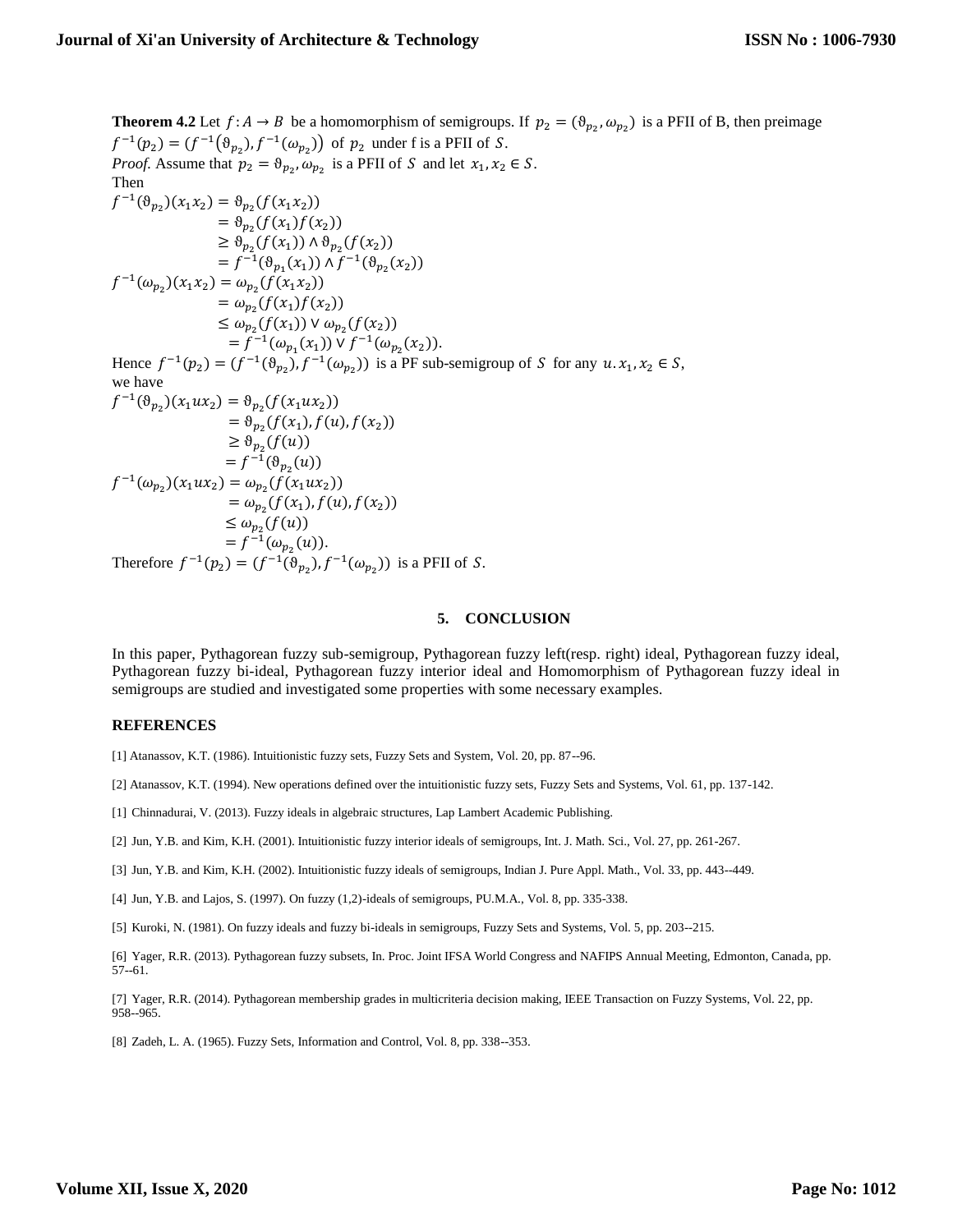**Theorem 4.2** Let $f: A \to B$ be a homomorphism of semigroups. If $p_2 = (\vartheta_{p_2}, \omega_{p_2})$ is a PFII of B, then preimage $f^{-1}(p_2) = (f^{-1}(\vartheta_{p_2}), f^{-1}(\omega_{p_2}))$ of $p_2$ under f is a PFII of $S$.

*Proof.* Assume that $p_2 = \vartheta_{p_2}, \omega_{p_2}$ is a PFII of $S$ and let $x_1, x_2 \in S$.

Then

$$
\begin{aligned}
f^{-1}(\vartheta_{p_2})(x_1 x_2) &= \vartheta_{p_2}(f(x_1 x_2)) \\
&= \vartheta_{p_2}(f(x_1) f(x_2)) \\
&\geq \vartheta_{p_2}(f(x_1)) \wedge \vartheta_{p_2}(f(x_2)) \\
&= f^{-1}(\vartheta_{p_1}(x_1)) \wedge f^{-1}(\vartheta_{p_2}(x_2))
\end{aligned}
$$

$$
\begin{aligned}
f^{-1}(\omega_{p_2})(x_1 x_2) &= \omega_{p_2}(f(x_1 x_2)) \\
&= \omega_{p_2}(f(x_1) f(x_2)) \\
&\leq \omega_{p_2}(f(x_1)) \vee \omega_{p_2}(f(x_2)) \\
&= f^{-1}(\omega_{p_1}(x_1)) \vee f^{-1}(\omega_{p_2}(x_2)).
\end{aligned}
$$

Hence $f^{-1}(p_2) = (f^{-1}(\vartheta_{p_2}), f^{-1}(\omega_{p_2}))$ is a PF sub-semigroup of $S$ for any $u. x_1, x_2 \in S$, we have

$$
\begin{aligned}
f^{-1}(\vartheta_{p_2})(x_1 u x_2) &= \vartheta_{p_2}(f(x_1 u x_2)) \\
&= \vartheta_{p_2}(f(x_1), f(u), f(x_2)) \\
&\geq \vartheta_{p_2}(f(u)) \\
&= f^{-1}(\vartheta_{p_2}(u))
\end{aligned}
$$

$$
\begin{aligned}
f^{-1}(\omega_{p_2})(x_1 u x_2) &= \omega_{p_2}(f(x_1 u x_2)) \\
&= \omega_{p_2}(f(x_1), f(u), f(x_2)) \\
&\leq \omega_{p_2}(f(u)) \\
&= f^{-1}(\omega_{p_2}(u)).
\end{aligned}
$$

Therefore $f^{-1}(p_2) = (f^{-1}(\vartheta_{p_2}), f^{-1}(\omega_{p_2}))$ is a PFII of $S$.

## 5. CONCLUSION

In this paper, Pythagorean fuzzy sub-semigroup, Pythagorean fuzzy left(resp. right) ideal, Pythagorean fuzzy ideal, Pythagorean fuzzy bi-ideal, Pythagorean fuzzy interior ideal and Homomorphism of Pythagorean fuzzy ideal in semigroups are studied and investigated some properties with some necessary examples.

## REFERENCES

[1] Atanassov, K.T. (1986). Intuitionistic fuzzy sets, Fuzzy Sets and System, Vol. 20, pp. 87--96.

[2] Atanassov, K.T. (1994). New operations defined over the intuitionistic fuzzy sets, Fuzzy Sets and Systems, Vol. 61, pp. 137-142.

[1] Chinnadurai, V. (2013). Fuzzy ideals in algebraic structures, Lap Lambert Academic Publishing.

[2] Jun, Y.B. and Kim, K.H. (2001). Intuitionistic fuzzy interior ideals of semigroups, Int. J. Math. Sci., Vol. 27, pp. 261-267.

[3] Jun, Y.B. and Kim, K.H. (2002). Intuitionistic fuzzy ideals of semigroups, Indian J. Pure Appl. Math., Vol. 33, pp. 443--449.

[4] Jun, Y.B. and Lajos, S. (1997). On fuzzy (1,2)-ideals of semigroups, PU.M.A., Vol. 8, pp. 335-338.

[5] Kuroki, N. (1981). On fuzzy ideals and fuzzy bi-ideals in semigroups, Fuzzy Sets and Systems, Vol. 5, pp. 203--215.

[6] Yager, R.R. (2013). Pythagorean fuzzy subsets, In. Proc. Joint IFSA World Congress and NAFIPS Annual Meeting, Edmonton, Canada, pp. 57--61.

[7] Yager, R.R. (2014). Pythagorean membership grades in multicriteria decision making, IEEE Transaction on Fuzzy Systems, Vol. 22, pp. 958--965.

[8] Zadeh, L. A. (1965). Fuzzy Sets, Information and Control, Vol. 8, pp. 338--353.